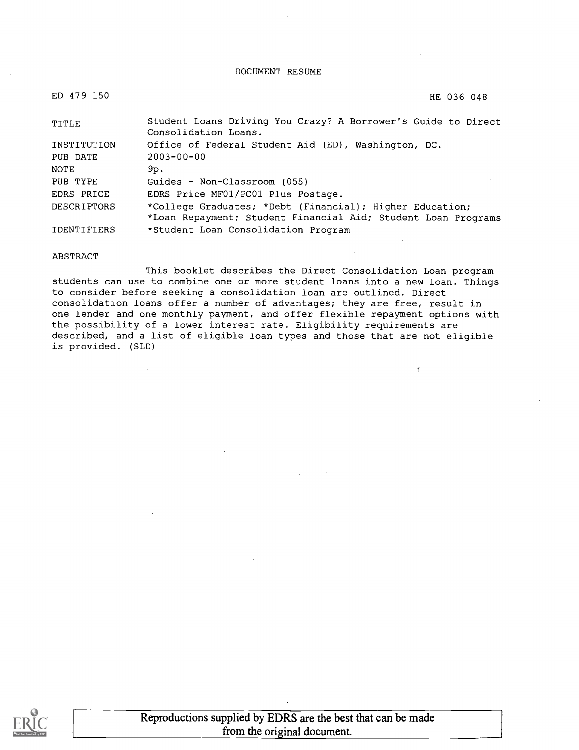# DOCUMENT RESUME

| | |
|---|---|
| ED 479 150 | HE 036 048 |
| TITLE | Student Loans Driving You Crazy? A Borrower's Guide to Direct Consolidation Loans. |
| INSTITUTION | Office of Federal Student Aid (ED), Washington, DC. |
| PUB DATE | 2003-00-00 |
| NOTE | 9p. |
| PUB TYPE | Guides - Non-Classroom (055) |
| EDRS PRICE | EDRS Price MF01/PC01 Plus Postage. |
| DESCRIPTORS | *College Graduates; *Debt (Financial); Higher Education; *Loan Repayment; Student Financial Aid; Student Loan Programs |
| IDENTIFIERS | *Student Loan Consolidation Program |

ABSTRACT

This booklet describes the Direct Consolidation Loan program students can use to combine one or more student loans into a new loan. Things to consider before seeking a consolidation loan are outlined. Direct consolidation loans offer a number of advantages; they are free, result in one lender and one monthly payment, and offer flexible repayment options with the possibility of a lower interest rate. Eligibility requirements are described, and a list of eligible loan types and those that are not eligible is provided. (SLD)

Reproductions supplied by EDRS are the best that can be made from the original document.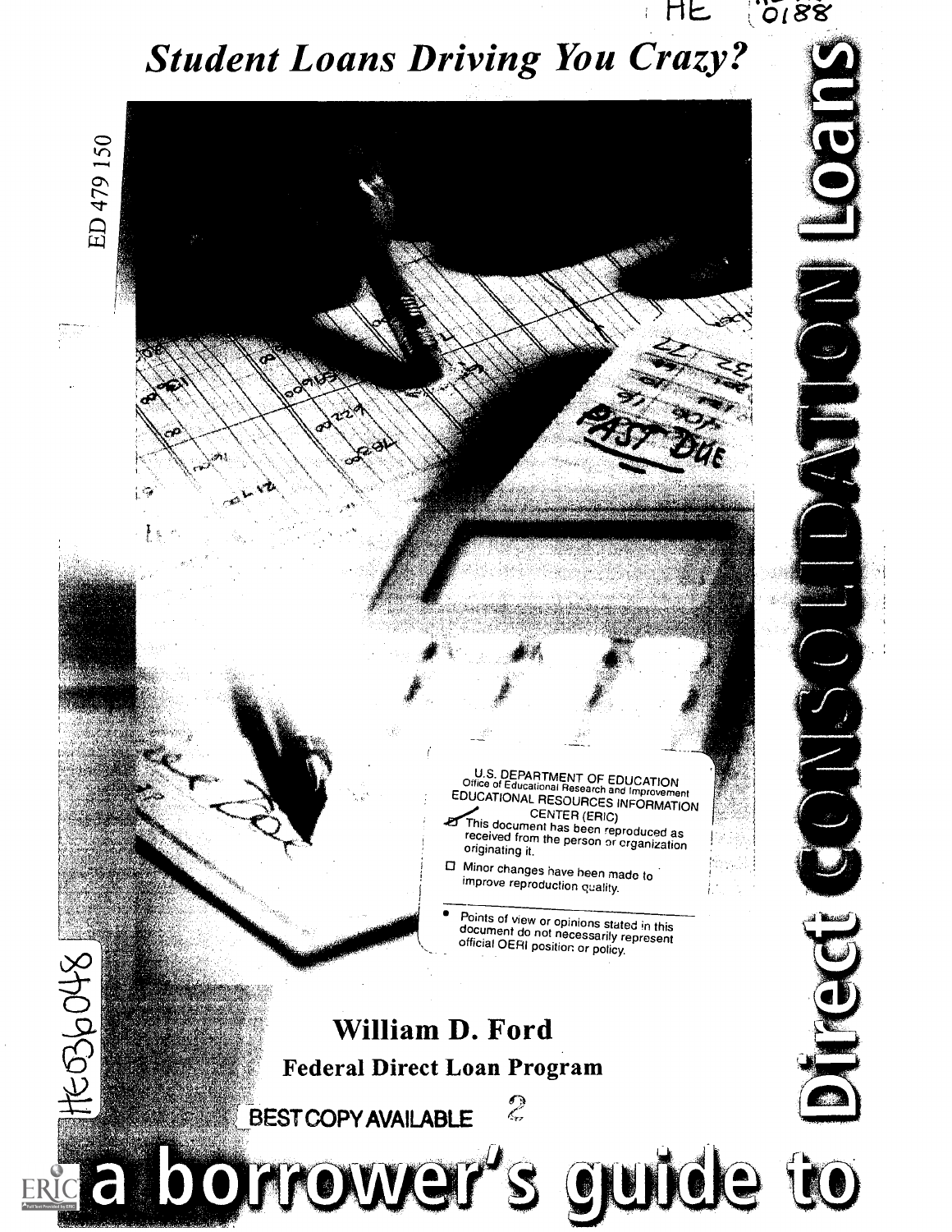# Student Loans Driving You Crazy?

ED 479 150

U.S. DEPARTMENT OF EDUCATION
Office of Educational Research and Improvement
EDUCATIONAL RESOURCES INFORMATION CENTER (ERIC)

- ☑ This document has been reproduced as received from the person or organization originating it.
- ☐ Minor changes have been made to improve reproduction quality.

- Points of view or opinions stated in this document do not necessarily represent official OERI position or policy.

HE036048

**William D. Ford**

**Federal Direct Loan Program**

BEST COPY AVAILABLE

# a borrower's guide to Direct CONSOLIDATION Loans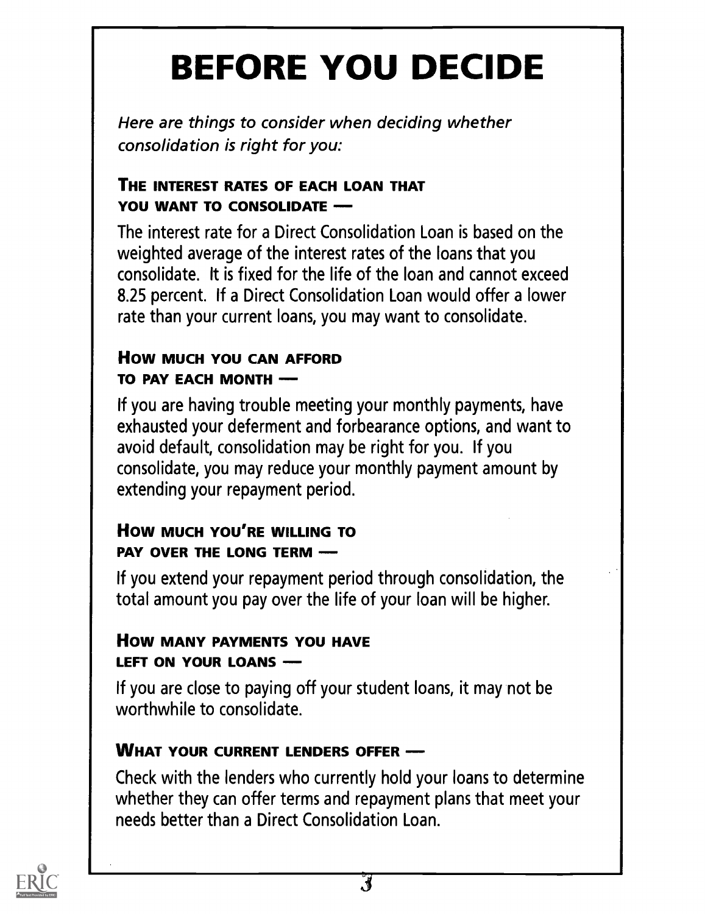# BEFORE YOU DECIDE

*Here are things to consider when deciding whether consolidation is right for you:*

### THE INTEREST RATES OF EACH LOAN THAT YOU WANT TO CONSOLIDATE —

The interest rate for a Direct Consolidation Loan is based on the weighted average of the interest rates of the loans that you consolidate. It is fixed for the life of the loan and cannot exceed 8.25 percent. If a Direct Consolidation Loan would offer a lower rate than your current loans, you may want to consolidate.

### HOW MUCH YOU CAN AFFORD TO PAY EACH MONTH —

If you are having trouble meeting your monthly payments, have exhausted your deferment and forbearance options, and want to avoid default, consolidation may be right for you. If you consolidate, you may reduce your monthly payment amount by extending your repayment period.

### HOW MUCH YOU'RE WILLING TO PAY OVER THE LONG TERM —

If you extend your repayment period through consolidation, the total amount you pay over the life of your loan will be higher.

### HOW MANY PAYMENTS YOU HAVE LEFT ON YOUR LOANS —

If you are close to paying off your student loans, it may not be worthwhile to consolidate.

### WHAT YOUR CURRENT LENDERS OFFER —

Check with the lenders who currently hold your loans to determine whether they can offer terms and repayment plans that meet your needs better than a Direct Consolidation Loan.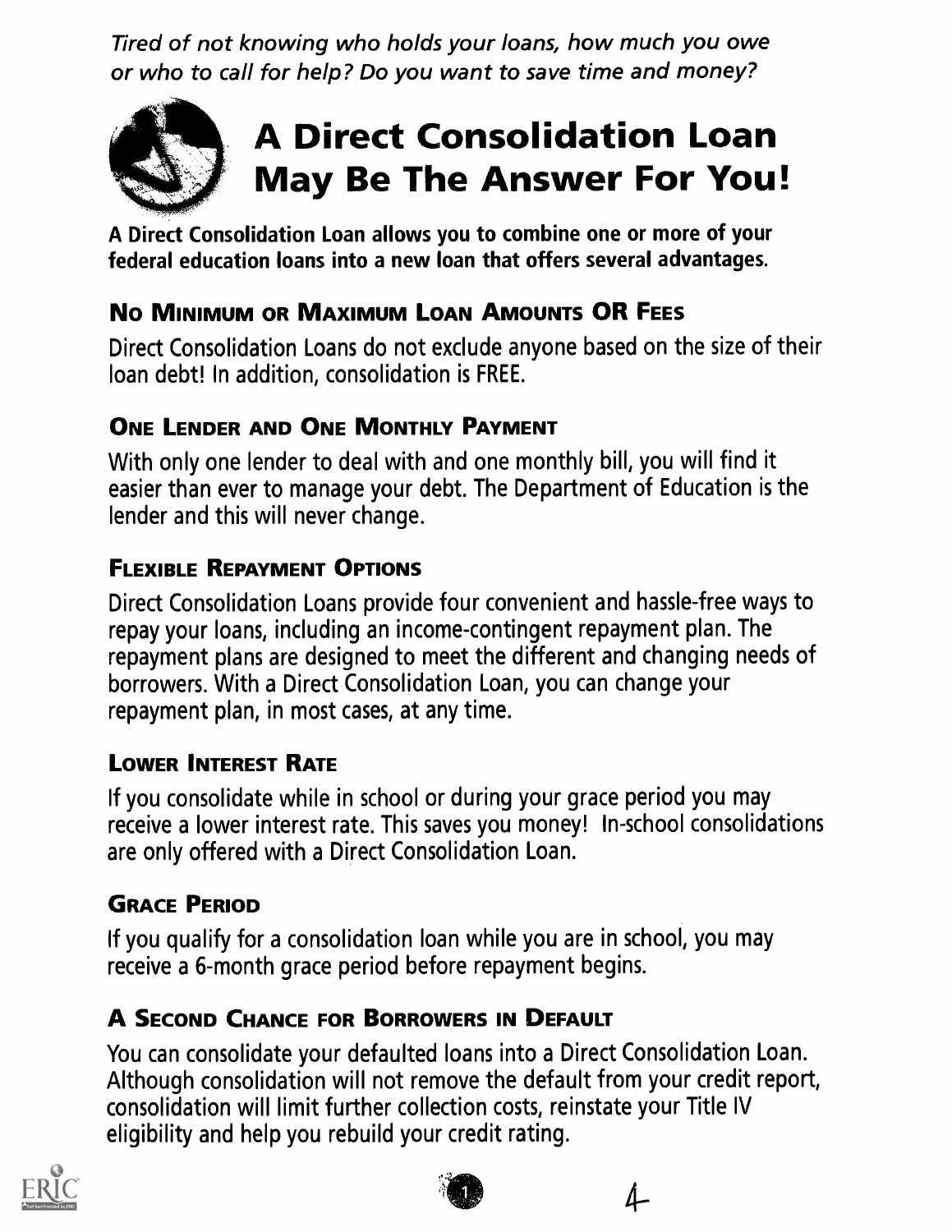*Tired of not knowing who holds your loans, how much you owe or who to call for help? Do you want to save time and money?*

# A Direct Consolidation Loan May Be The Answer For You!

**A Direct Consolidation Loan allows you to combine one or more of your federal education loans into a new loan that offers several advantages.**

## No Minimum or Maximum Loan Amounts OR Fees

Direct Consolidation Loans do not exclude anyone based on the size of their loan debt! In addition, consolidation is FREE.

## One Lender and One Monthly Payment

With only one lender to deal with and one monthly bill, you will find it easier than ever to manage your debt. The Department of Education is the lender and this will never change.

## Flexible Repayment Options

Direct Consolidation Loans provide four convenient and hassle-free ways to repay your loans, including an income-contingent repayment plan. The repayment plans are designed to meet the different and changing needs of borrowers. With a Direct Consolidation Loan, you can change your repayment plan, in most cases, at any time.

## Lower Interest Rate

If you consolidate while in school or during your grace period you may receive a lower interest rate. This saves you money! In-school consolidations are only offered with a Direct Consolidation Loan.

## Grace Period

If you qualify for a consolidation loan while you are in school, you may receive a 6-month grace period before repayment begins.

## A Second Chance for Borrowers in Default

You can consolidate your defaulted loans into a Direct Consolidation Loan. Although consolidation will not remove the default from your credit report, consolidation will limit further collection costs, reinstate your Title IV eligibility and help you rebuild your credit rating.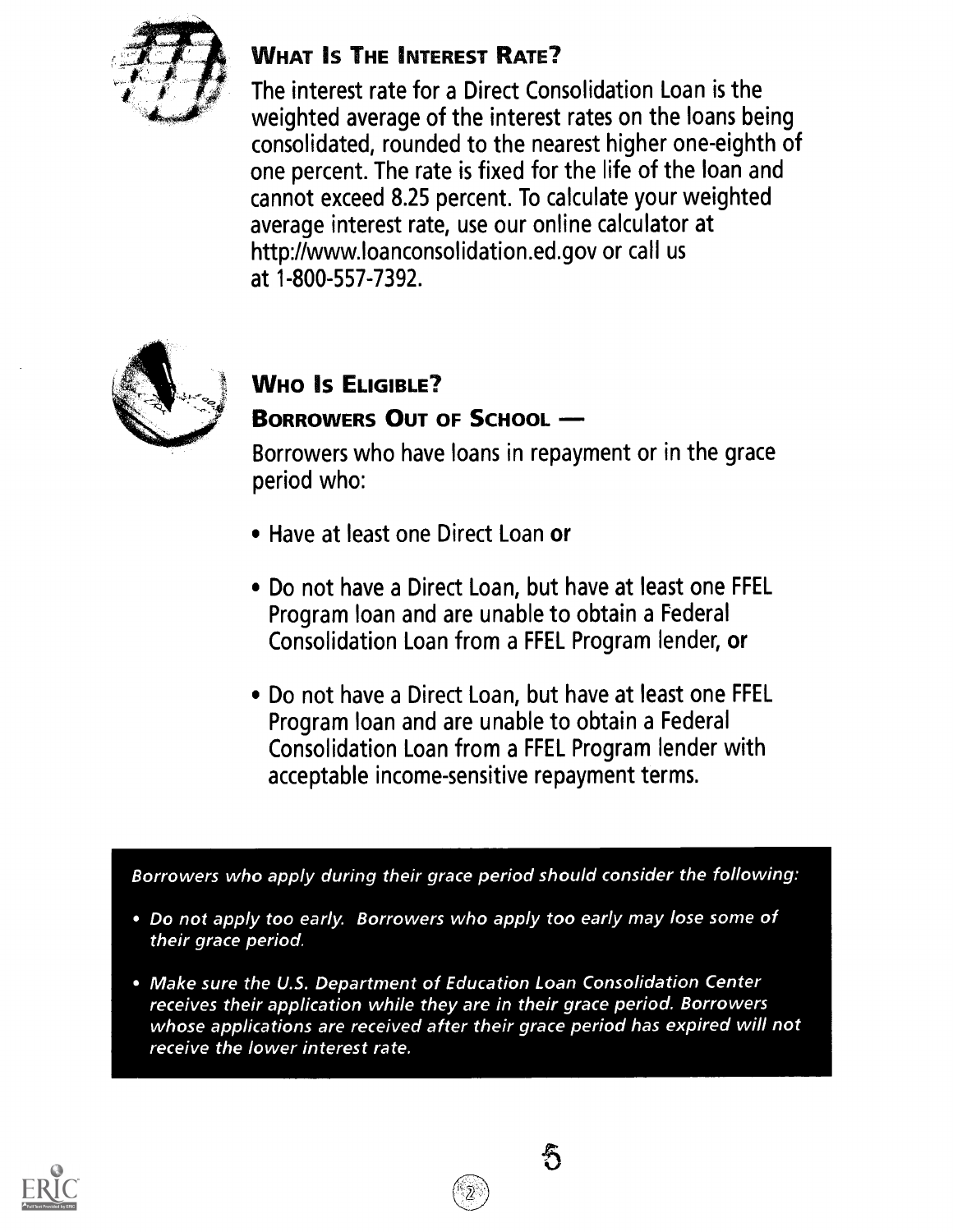## What Is The Interest Rate?

The interest rate for a Direct Consolidation Loan is the weighted average of the interest rates on the loans being consolidated, rounded to the nearest higher one-eighth of one percent. The rate is fixed for the life of the loan and cannot exceed 8.25 percent. To calculate your weighted average interest rate, use our online calculator at http://www.loanconsolidation.ed.gov or call us at 1-800-557-7392.

## Who Is Eligible?

### Borrowers Out of School —

Borrowers who have loans in repayment or in the grace period who:

- Have at least one Direct Loan **or**
- Do not have a Direct Loan, but have at least one FFEL Program loan and are unable to obtain a Federal Consolidation Loan from a FFEL Program lender, **or**
- Do not have a Direct Loan, but have at least one FFEL Program loan and are unable to obtain a Federal Consolidation Loan from a FFEL Program lender with acceptable income-sensitive repayment terms.

*Borrowers who apply during their grace period should consider the following:*

- *Do not apply too early. Borrowers who apply too early may lose some of their grace period.*
- *Make sure the U.S. Department of Education Loan Consolidation Center receives their application while they are in their grace period. Borrowers whose applications are received after their grace period has expired will not receive the lower interest rate.*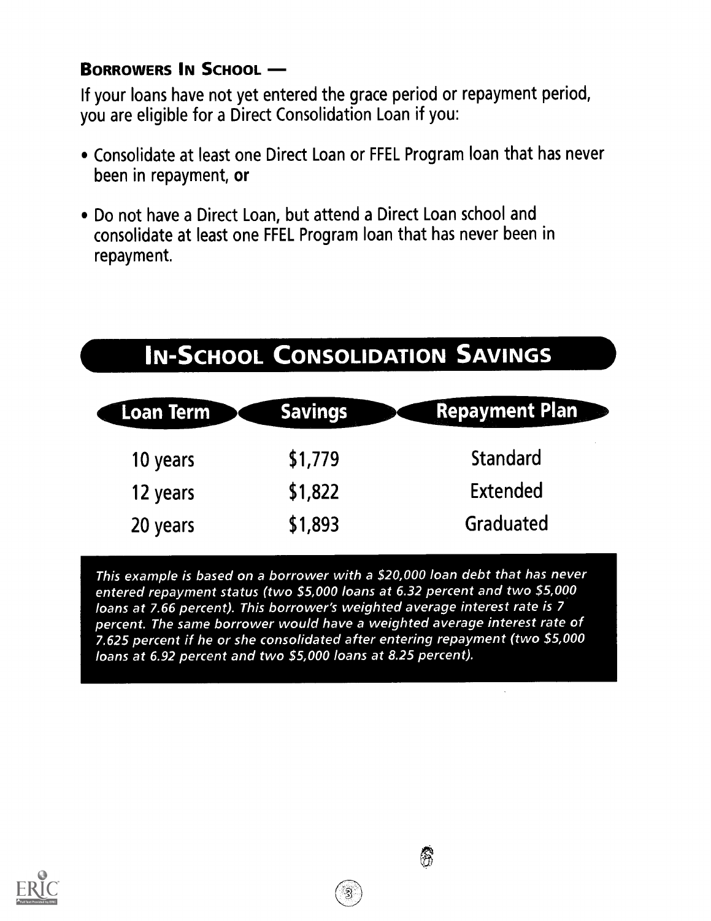**Borrowers In School —**

If your loans have not yet entered the grace period or repayment period, you are eligible for a Direct Consolidation Loan if you:

- Consolidate at least one Direct Loan or FFEL Program loan that has never been in repayment, **or**
- Do not have a Direct Loan, but attend a Direct Loan school and consolidate at least one FFEL Program loan that has never been in repayment.

## In-School Consolidation Savings

| Loan Term | Savings | Repayment Plan |
|---|---|---|
| 10 years | $1,779 | Standard |
| 12 years | $1,822 | Extended |
| 20 years | $1,893 | Graduated |

*This example is based on a borrower with a $20,000 loan debt that has never entered repayment status (two $5,000 loans at 6.32 percent and two $5,000 loans at 7.66 percent). This borrower's weighted average interest rate is 7 percent. The same borrower would have a weighted average interest rate of 7.625 percent if he or she consolidated after entering repayment (two $5,000 loans at 6.92 percent and two $5,000 loans at 8.25 percent).*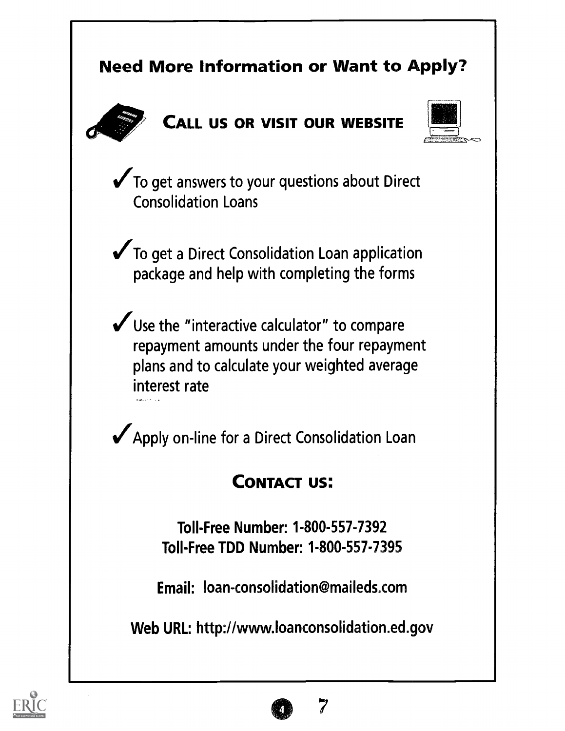## Need More Information or Want to Apply?

### CALL US OR VISIT OUR WEBSITE

- ✓ To get answers to your questions about Direct Consolidation Loans
- ✓ To get a Direct Consolidation Loan application package and help with completing the forms
- ✓ Use the "interactive calculator" to compare repayment amounts under the four repayment plans and to calculate your weighted average interest rate
- ✓ Apply on-line for a Direct Consolidation Loan

### CONTACT US:

**Toll-Free Number: 1-800-557-7392**
**Toll-Free TDD Number: 1-800-557-7395**

**Email: loan-consolidation@maileds.com**

**Web URL: http://www.loanconsolidation.ed.gov**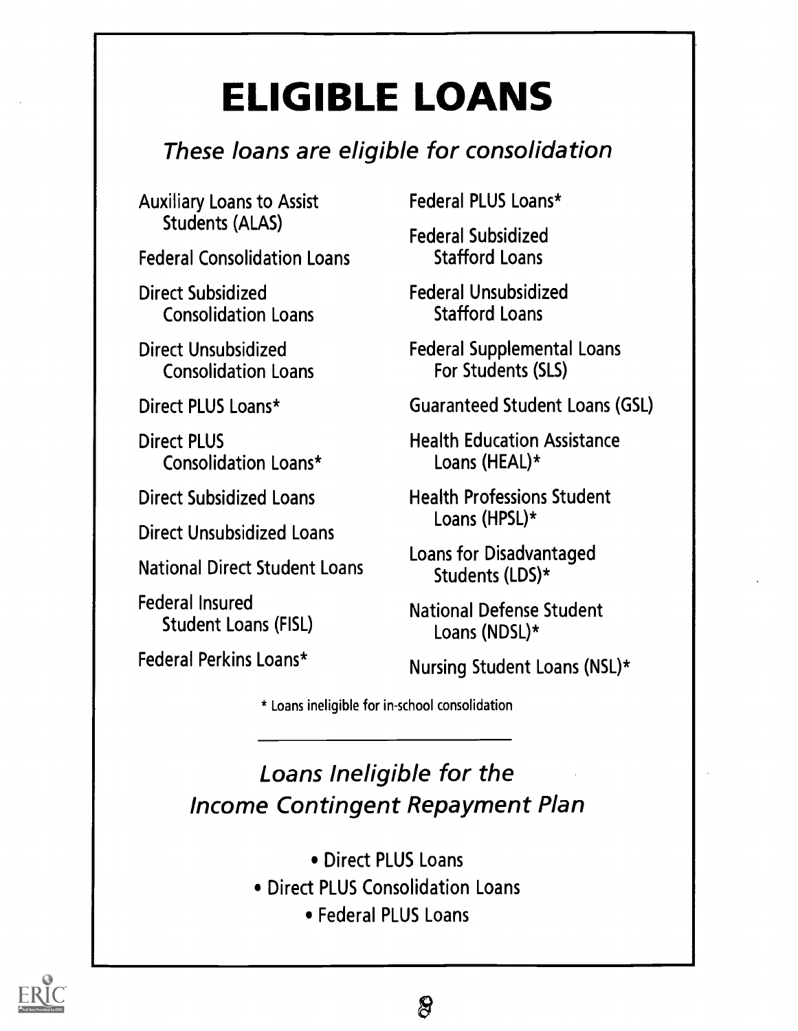# ELIGIBLE LOANS

## *These loans are eligible for consolidation*

- Auxiliary Loans to Assist Students (ALAS)
- Federal Consolidation Loans
- Direct Subsidized Consolidation Loans
- Direct Unsubsidized Consolidation Loans
- Direct PLUS Loans*
- Direct PLUS Consolidation Loans*
- Direct Subsidized Loans
- Direct Unsubsidized Loans
- National Direct Student Loans
- Federal Insured Student Loans (FISL)
- Federal Perkins Loans*
- Federal PLUS Loans*
- Federal Subsidized Stafford Loans
- Federal Unsubsidized Stafford Loans
- Federal Supplemental Loans For Students (SLS)
- Guaranteed Student Loans (GSL)
- Health Education Assistance Loans (HEAL)*
- Health Professions Student Loans (HPSL)*
- Loans for Disadvantaged Students (LDS)*
- National Defense Student Loans (NDSL)*
- Nursing Student Loans (NSL)*

* Loans ineligible for in-school consolidation

---

## *Loans Ineligible for the Income Contingent Repayment Plan*

- Direct PLUS Loans
- Direct PLUS Consolidation Loans
- Federal PLUS Loans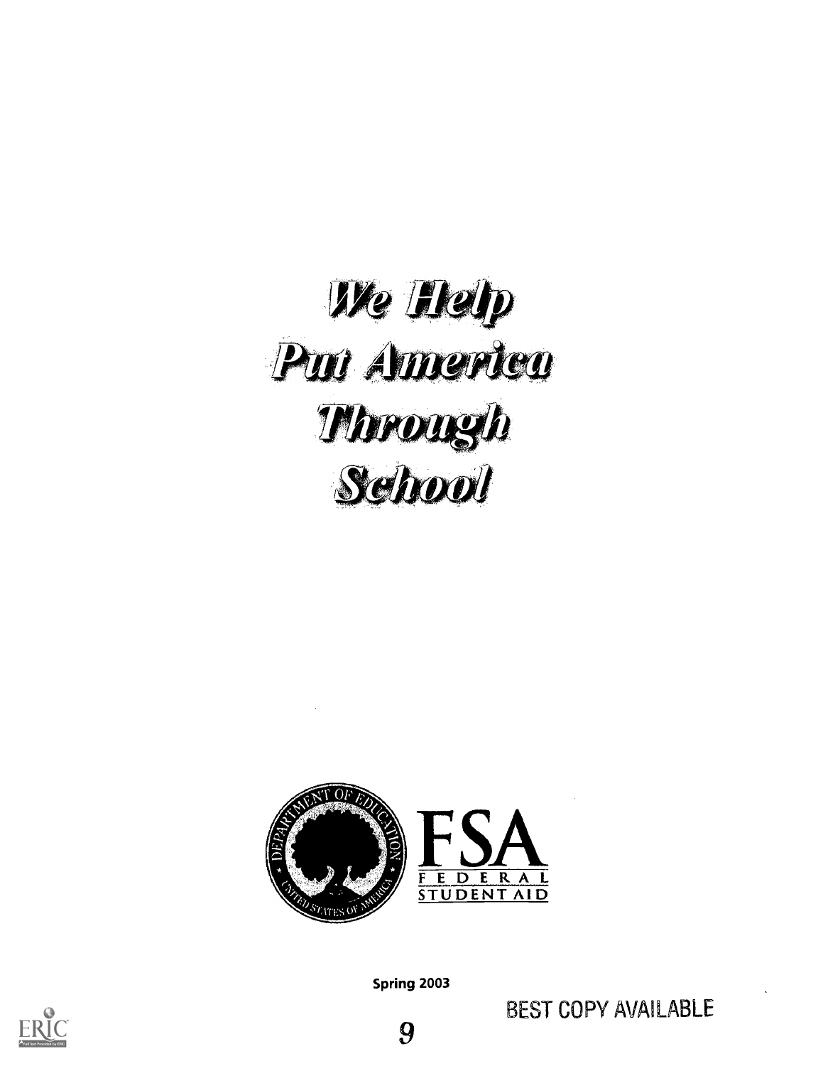# We Help Put America Through School

FSA

FEDERAL STUDENT AID

Spring 2003

BEST COPY AVAILABLE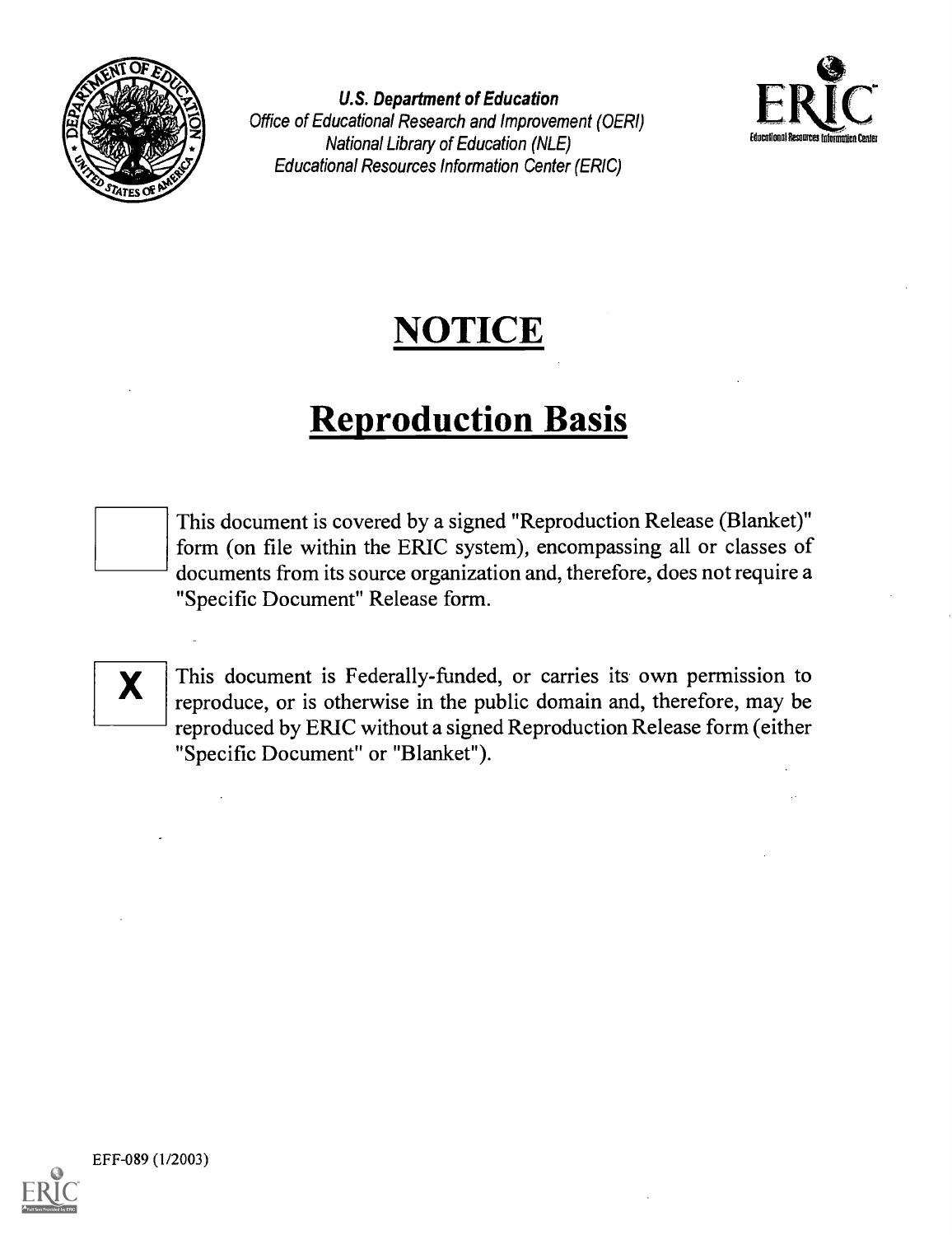U.S. Department of Education
Office of Educational Research and Improvement (OERI)
National Library of Education (NLE)
Educational Resources Information Center (ERIC)

# NOTICE

# Reproduction Basis

☐ This document is covered by a signed "Reproduction Release (Blanket)" form (on file within the ERIC system), encompassing all or classes of documents from its source organization and, therefore, does not require a "Specific Document" Release form.

☒ This document is Federally-funded, or carries its own permission to reproduce, or is otherwise in the public domain and, therefore, may be reproduced by ERIC without a signed Reproduction Release form (either "Specific Document" or "Blanket").

EFF-089 (1/2003)